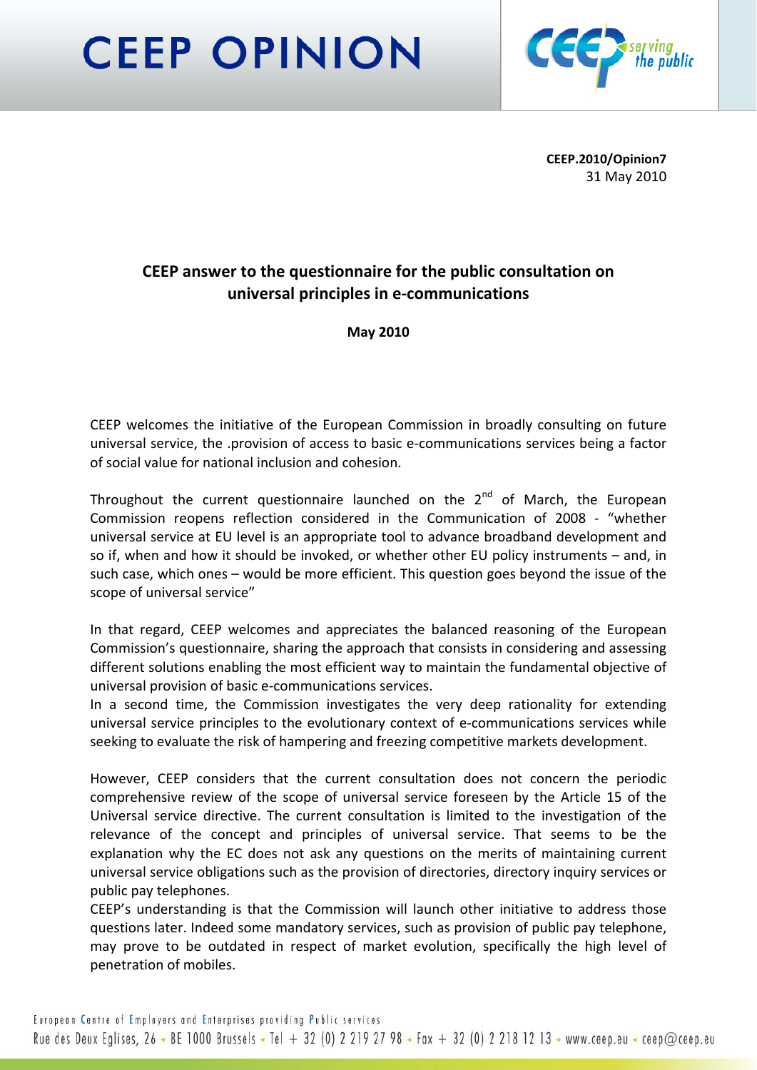# CEEP OPINION

**CEEP.2010/Opinion7**
31 May 2010

## CEEP answer to the questionnaire for the public consultation on universal principles in e-communications

**May 2010**

CEEP welcomes the initiative of the European Commission in broadly consulting on future universal service, the .provision of access to basic e-communications services being a factor of social value for national inclusion and cohesion.

Throughout the current questionnaire launched on the 2nd of March, the European Commission reopens reflection considered in the Communication of 2008 - "whether universal service at EU level is an appropriate tool to advance broadband development and so if, when and how it should be invoked, or whether other EU policy instruments – and, in such case, which ones – would be more efficient. This question goes beyond the issue of the scope of universal service"

In that regard, CEEP welcomes and appreciates the balanced reasoning of the European Commission's questionnaire, sharing the approach that consists in considering and assessing different solutions enabling the most efficient way to maintain the fundamental objective of universal provision of basic e-communications services.
In a second time, the Commission investigates the very deep rationality for extending universal service principles to the evolutionary context of e-communications services while seeking to evaluate the risk of hampering and freezing competitive markets development.

However, CEEP considers that the current consultation does not concern the periodic comprehensive review of the scope of universal service foreseen by the Article 15 of the Universal service directive. The current consultation is limited to the investigation of the relevance of the concept and principles of universal service. That seems to be the explanation why the EC does not ask any questions on the merits of maintaining current universal service obligations such as the provision of directories, directory inquiry services or public pay telephones.
CEEP's understanding is that the Commission will launch other initiative to address those questions later. Indeed some mandatory services, such as provision of public pay telephone, may prove to be outdated in respect of market evolution, specifically the high level of penetration of mobiles.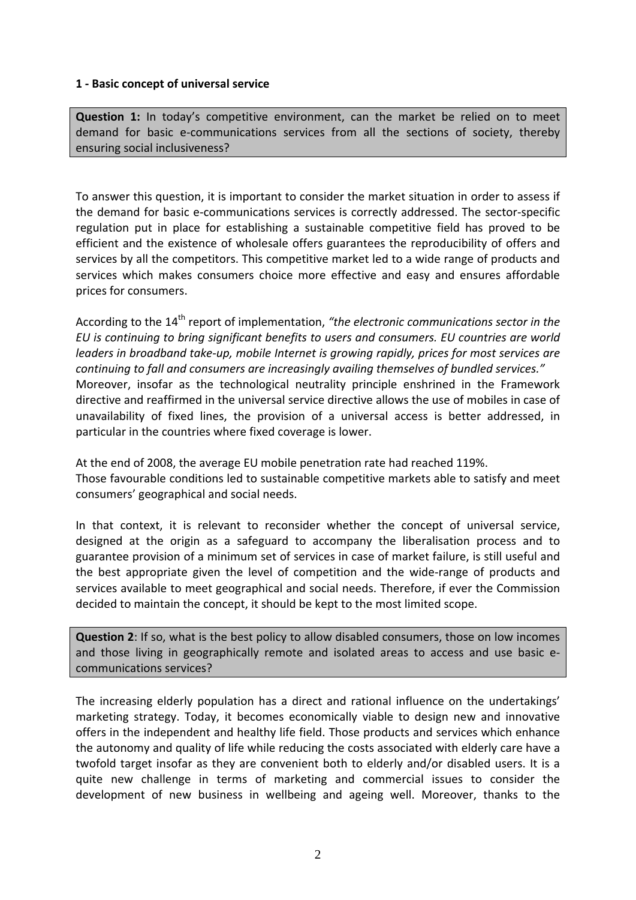**1 - Basic concept of universal service**

**Question 1:** In today's competitive environment, can the market be relied on to meet demand for basic e-communications services from all the sections of society, thereby ensuring social inclusiveness?

To answer this question, it is important to consider the market situation in order to assess if the demand for basic e-communications services is correctly addressed. The sector-specific regulation put in place for establishing a sustainable competitive field has proved to be efficient and the existence of wholesale offers guarantees the reproducibility of offers and services by all the competitors. This competitive market led to a wide range of products and services which makes consumers choice more effective and easy and ensures affordable prices for consumers.

According to the 14th report of implementation, *"the electronic communications sector in the EU is continuing to bring significant benefits to users and consumers. EU countries are world leaders in broadband take-up, mobile Internet is growing rapidly, prices for most services are continuing to fall and consumers are increasingly availing themselves of bundled services."*
Moreover, insofar as the technological neutrality principle enshrined in the Framework directive and reaffirmed in the universal service directive allows the use of mobiles in case of unavailability of fixed lines, the provision of a universal access is better addressed, in particular in the countries where fixed coverage is lower.

At the end of 2008, the average EU mobile penetration rate had reached 119%.
Those favourable conditions led to sustainable competitive markets able to satisfy and meet consumers' geographical and social needs.

In that context, it is relevant to reconsider whether the concept of universal service, designed at the origin as a safeguard to accompany the liberalisation process and to guarantee provision of a minimum set of services in case of market failure, is still useful and the best appropriate given the level of competition and the wide-range of products and services available to meet geographical and social needs. Therefore, if ever the Commission decided to maintain the concept, it should be kept to the most limited scope.

**Question 2**: If so, what is the best policy to allow disabled consumers, those on low incomes and those living in geographically remote and isolated areas to access and use basic e-communications services?

The increasing elderly population has a direct and rational influence on the undertakings' marketing strategy. Today, it becomes economically viable to design new and innovative offers in the independent and healthy life field. Those products and services which enhance the autonomy and quality of life while reducing the costs associated with elderly care have a twofold target insofar as they are convenient both to elderly and/or disabled users. It is a quite new challenge in terms of marketing and commercial issues to consider the development of new business in wellbeing and ageing well. Moreover, thanks to the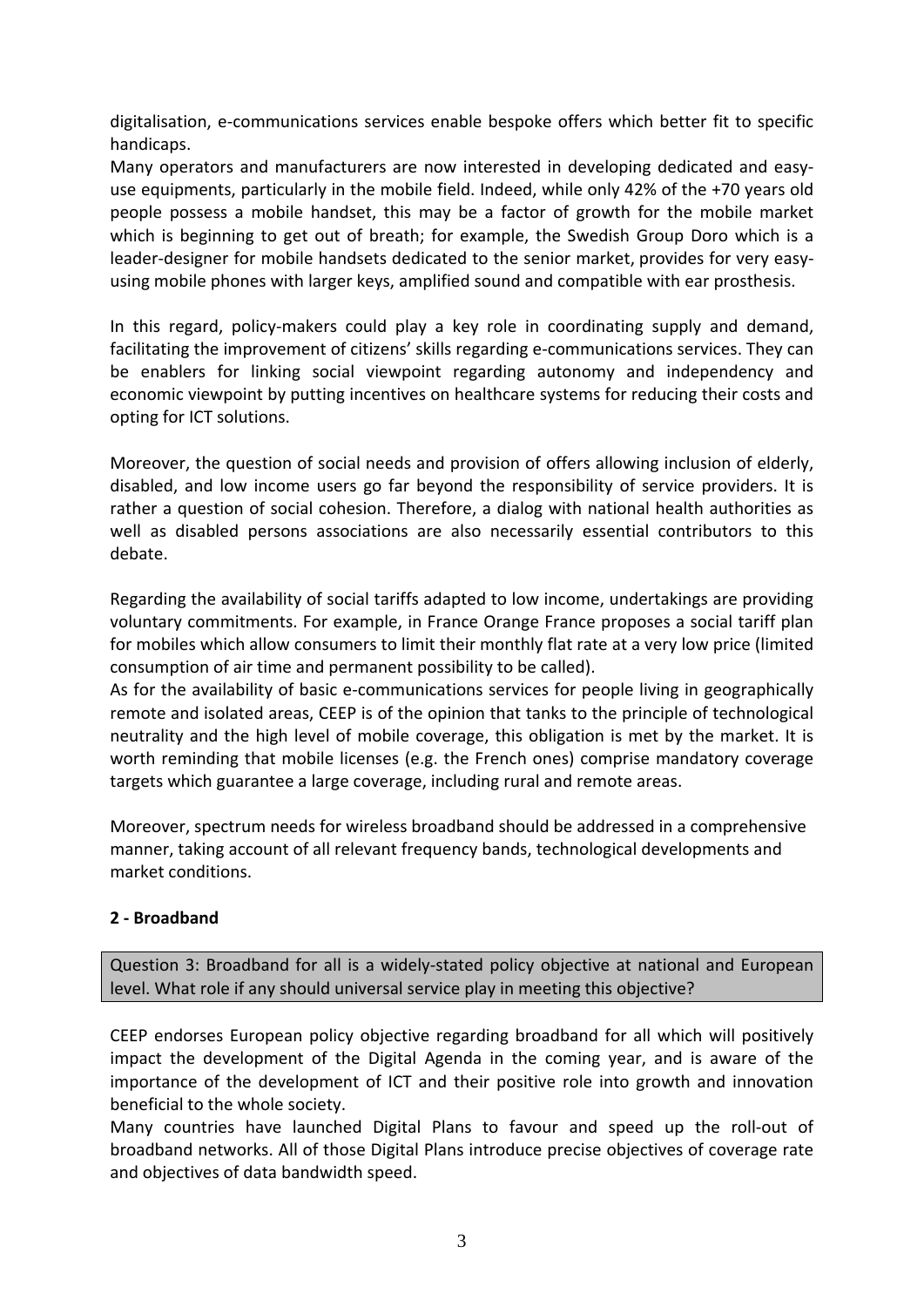digitalisation, e-communications services enable bespoke offers which better fit to specific handicaps.

Many operators and manufacturers are now interested in developing dedicated and easy-use equipments, particularly in the mobile field. Indeed, while only 42% of the +70 years old people possess a mobile handset, this may be a factor of growth for the mobile market which is beginning to get out of breath; for example, the Swedish Group Doro which is a leader-designer for mobile handsets dedicated to the senior market, provides for very easy-using mobile phones with larger keys, amplified sound and compatible with ear prosthesis.

In this regard, policy-makers could play a key role in coordinating supply and demand, facilitating the improvement of citizens' skills regarding e-communications services. They can be enablers for linking social viewpoint regarding autonomy and independency and economic viewpoint by putting incentives on healthcare systems for reducing their costs and opting for ICT solutions.

Moreover, the question of social needs and provision of offers allowing inclusion of elderly, disabled, and low income users go far beyond the responsibility of service providers. It is rather a question of social cohesion. Therefore, a dialog with national health authorities as well as disabled persons associations are also necessarily essential contributors to this debate.

Regarding the availability of social tariffs adapted to low income, undertakings are providing voluntary commitments. For example, in France Orange France proposes a social tariff plan for mobiles which allow consumers to limit their monthly flat rate at a very low price (limited consumption of air time and permanent possibility to be called).

As for the availability of basic e-communications services for people living in geographically remote and isolated areas, CEEP is of the opinion that tanks to the principle of technological neutrality and the high level of mobile coverage, this obligation is met by the market. It is worth reminding that mobile licenses (e.g. the French ones) comprise mandatory coverage targets which guarantee a large coverage, including rural and remote areas.

Moreover, spectrum needs for wireless broadband should be addressed in a comprehensive manner, taking account of all relevant frequency bands, technological developments and market conditions.

**2 - Broadband**

Question 3: Broadband for all is a widely-stated policy objective at national and European level. What role if any should universal service play in meeting this objective?

CEEP endorses European policy objective regarding broadband for all which will positively impact the development of the Digital Agenda in the coming year, and is aware of the importance of the development of ICT and their positive role into growth and innovation beneficial to the whole society.

Many countries have launched Digital Plans to favour and speed up the roll-out of broadband networks. All of those Digital Plans introduce precise objectives of coverage rate and objectives of data bandwidth speed.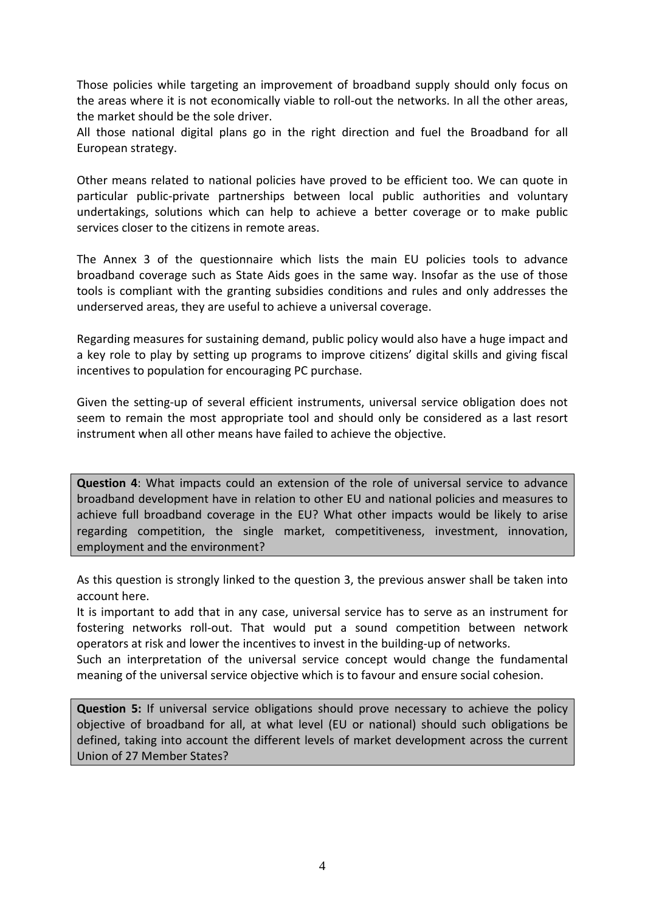Those policies while targeting an improvement of broadband supply should only focus on the areas where it is not economically viable to roll-out the networks. In all the other areas, the market should be the sole driver.
All those national digital plans go in the right direction and fuel the Broadband for all European strategy.

Other means related to national policies have proved to be efficient too. We can quote in particular public-private partnerships between local public authorities and voluntary undertakings, solutions which can help to achieve a better coverage or to make public services closer to the citizens in remote areas.

The Annex 3 of the questionnaire which lists the main EU policies tools to advance broadband coverage such as State Aids goes in the same way. Insofar as the use of those tools is compliant with the granting subsidies conditions and rules and only addresses the underserved areas, they are useful to achieve a universal coverage.

Regarding measures for sustaining demand, public policy would also have a huge impact and a key role to play by setting up programs to improve citizens' digital skills and giving fiscal incentives to population for encouraging PC purchase.

Given the setting-up of several efficient instruments, universal service obligation does not seem to remain the most appropriate tool and should only be considered as a last resort instrument when all other means have failed to achieve the objective.

**Question 4**: What impacts could an extension of the role of universal service to advance broadband development have in relation to other EU and national policies and measures to achieve full broadband coverage in the EU? What other impacts would be likely to arise regarding competition, the single market, competitiveness, investment, innovation, employment and the environment?

As this question is strongly linked to the question 3, the previous answer shall be taken into account here.
It is important to add that in any case, universal service has to serve as an instrument for fostering networks roll-out. That would put a sound competition between network operators at risk and lower the incentives to invest in the building-up of networks.
Such an interpretation of the universal service concept would change the fundamental meaning of the universal service objective which is to favour and ensure social cohesion.

**Question 5:** If universal service obligations should prove necessary to achieve the policy objective of broadband for all, at what level (EU or national) should such obligations be defined, taking into account the different levels of market development across the current Union of 27 Member States?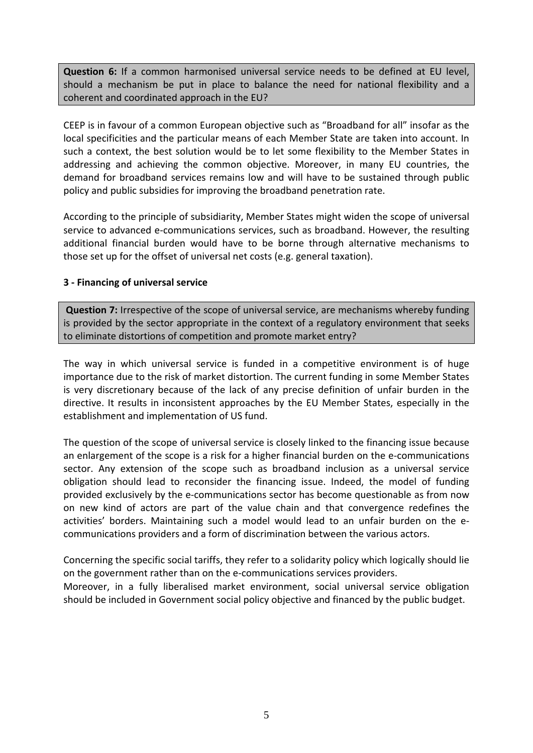**Question 6:** If a common harmonised universal service needs to be defined at EU level, should a mechanism be put in place to balance the need for national flexibility and a coherent and coordinated approach in the EU?

CEEP is in favour of a common European objective such as "Broadband for all" insofar as the local specificities and the particular means of each Member State are taken into account. In such a context, the best solution would be to let some flexibility to the Member States in addressing and achieving the common objective. Moreover, in many EU countries, the demand for broadband services remains low and will have to be sustained through public policy and public subsidies for improving the broadband penetration rate.

According to the principle of subsidiarity, Member States might widen the scope of universal service to advanced e-communications services, such as broadband. However, the resulting additional financial burden would have to be borne through alternative mechanisms to those set up for the offset of universal net costs (e.g. general taxation).

### 3 - Financing of universal service

**Question 7:** Irrespective of the scope of universal service, are mechanisms whereby funding is provided by the sector appropriate in the context of a regulatory environment that seeks to eliminate distortions of competition and promote market entry?

The way in which universal service is funded in a competitive environment is of huge importance due to the risk of market distortion. The current funding in some Member States is very discretionary because of the lack of any precise definition of unfair burden in the directive. It results in inconsistent approaches by the EU Member States, especially in the establishment and implementation of US fund.

The question of the scope of universal service is closely linked to the financing issue because an enlargement of the scope is a risk for a higher financial burden on the e-communications sector. Any extension of the scope such as broadband inclusion as a universal service obligation should lead to reconsider the financing issue. Indeed, the model of funding provided exclusively by the e-communications sector has become questionable as from now on new kind of actors are part of the value chain and that convergence redefines the activities' borders. Maintaining such a model would lead to an unfair burden on the e-communications providers and a form of discrimination between the various actors.

Concerning the specific social tariffs, they refer to a solidarity policy which logically should lie on the government rather than on the e-communications services providers.
Moreover, in a fully liberalised market environment, social universal service obligation should be included in Government social policy objective and financed by the public budget.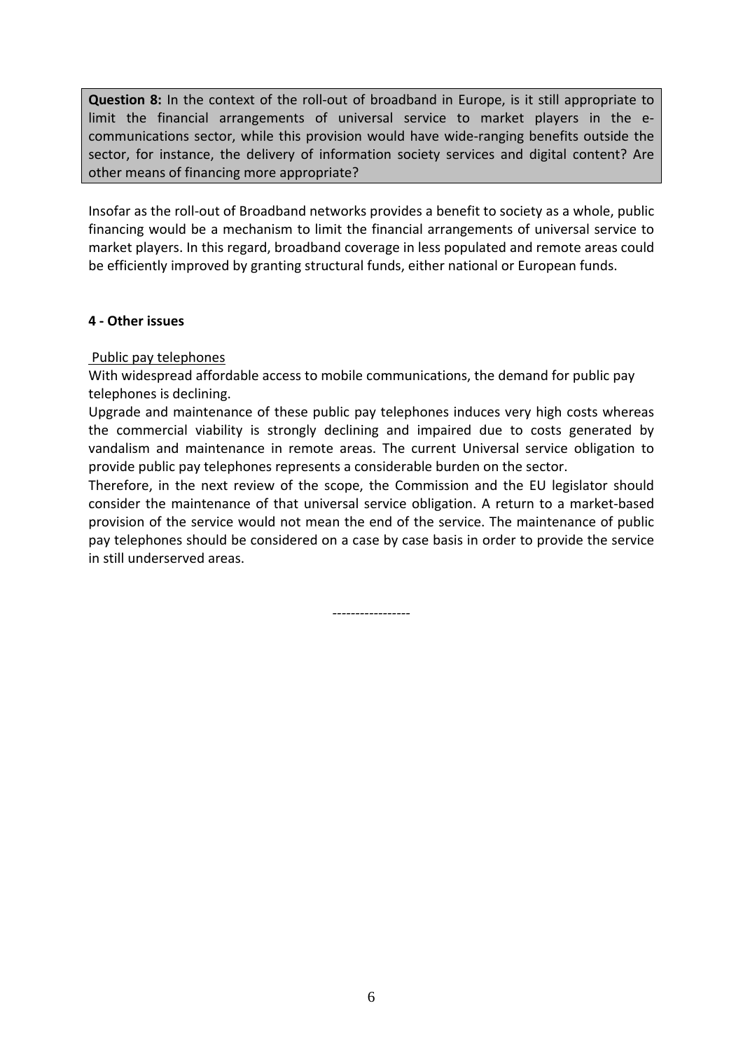**Question 8:** In the context of the roll-out of broadband in Europe, is it still appropriate to limit the financial arrangements of universal service to market players in the e-communications sector, while this provision would have wide-ranging benefits outside the sector, for instance, the delivery of information society services and digital content? Are other means of financing more appropriate?

Insofar as the roll-out of Broadband networks provides a benefit to society as a whole, public financing would be a mechanism to limit the financial arrangements of universal service to market players. In this regard, broadband coverage in less populated and remote areas could be efficiently improved by granting structural funds, either national or European funds.

**4 - Other issues**

Public pay telephones

With widespread affordable access to mobile communications, the demand for public pay telephones is declining.

Upgrade and maintenance of these public pay telephones induces very high costs whereas the commercial viability is strongly declining and impaired due to costs generated by vandalism and maintenance in remote areas. The current Universal service obligation to provide public pay telephones represents a considerable burden on the sector.

Therefore, in the next review of the scope, the Commission and the EU legislator should consider the maintenance of that universal service obligation. A return to a market-based provision of the service would not mean the end of the service. The maintenance of public pay telephones should be considered on a case by case basis in order to provide the service in still underserved areas.

-----------------